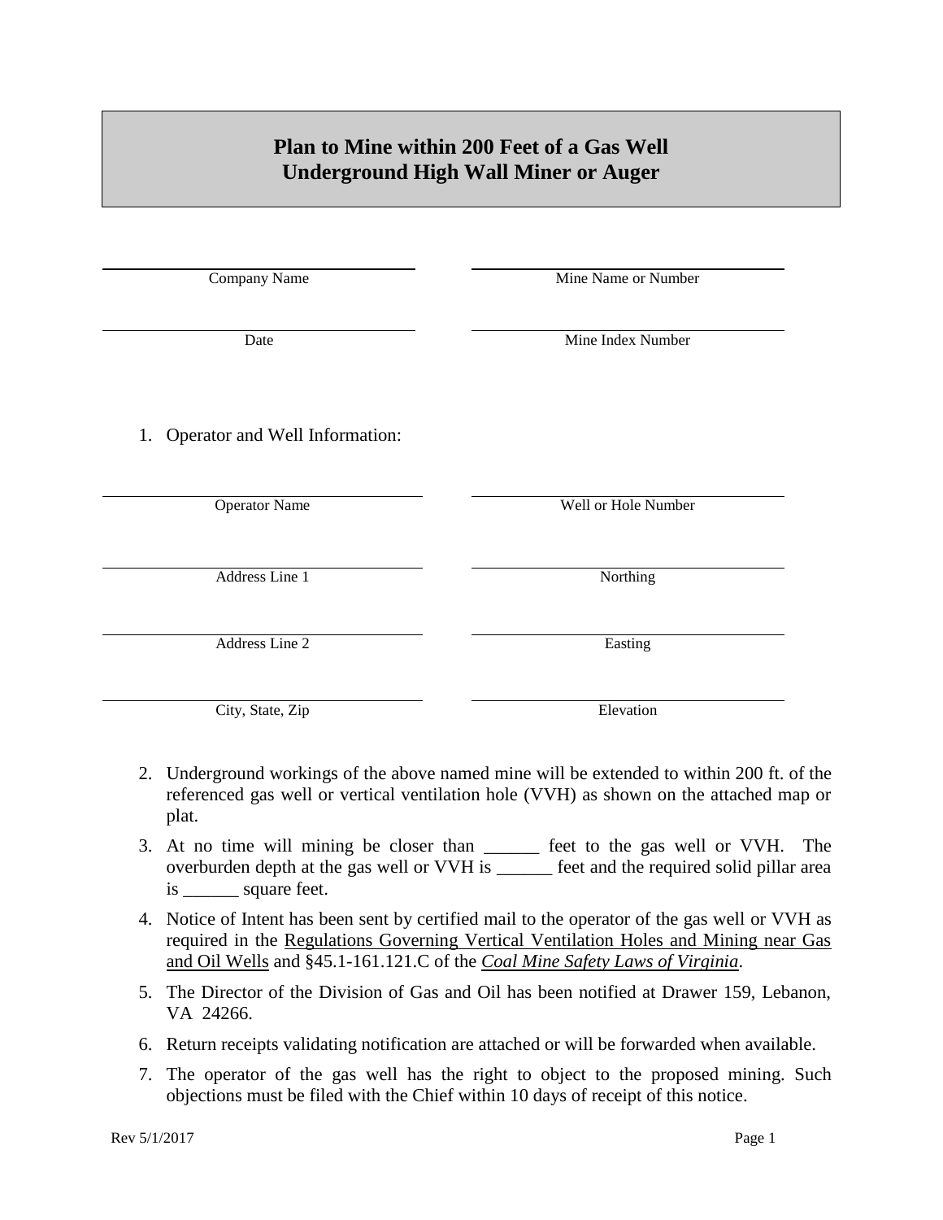# Plan to Mine within 200 Feet of a Gas Well
# Underground High Wall Miner or Auger

| | |
|---|---|
| Company Name | Mine Name or Number |
| Date | Mine Index Number |

1. Operator and Well Information:

| | |
|---|---|
| Operator Name | Well or Hole Number |
| Address Line 1 | Northing |
| Address Line 2 | Easting |
| City, State, Zip | Elevation |

2. Underground workings of the above named mine will be extended to within 200 ft. of the referenced gas well or vertical ventilation hole (VVH) as shown on the attached map or plat.

3. At no time will mining be closer than ______ feet to the gas well or VVH. The overburden depth at the gas well or VVH is ______ feet and the required solid pillar area is ______ square feet.

4. Notice of Intent has been sent by certified mail to the operator of the gas well or VVH as required in the Regulations Governing Vertical Ventilation Holes and Mining near Gas and Oil Wells and §45.1-161.121.C of the *Coal Mine Safety Laws of Virginia*.

5. The Director of the Division of Gas and Oil has been notified at Drawer 159, Lebanon, VA 24266.

6. Return receipts validating notification are attached or will be forwarded when available.

7. The operator of the gas well has the right to object to the proposed mining. Such objections must be filed with the Chief within 10 days of receipt of this notice.

Rev 5/1/2017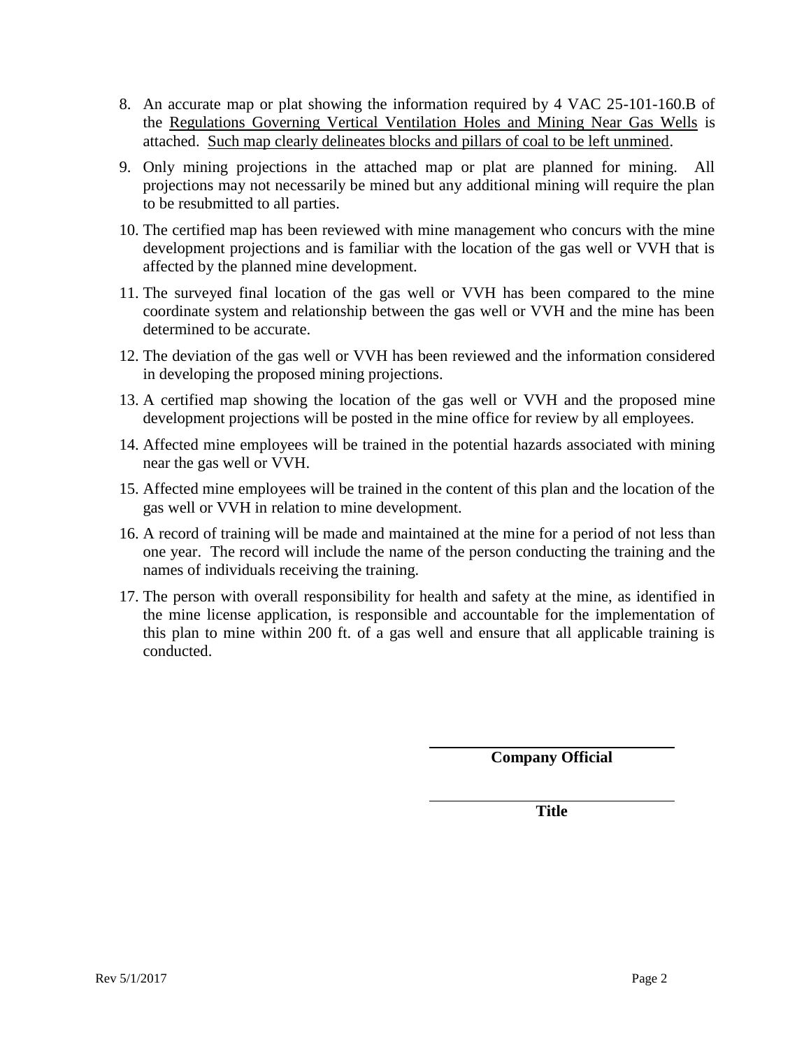8. An accurate map or plat showing the information required by 4 VAC 25-101-160.B of the Regulations Governing Vertical Ventilation Holes and Mining Near Gas Wells is attached. Such map clearly delineates blocks and pillars of coal to be left unmined.

9. Only mining projections in the attached map or plat are planned for mining. All projections may not necessarily be mined but any additional mining will require the plan to be resubmitted to all parties.

10. The certified map has been reviewed with mine management who concurs with the mine development projections and is familiar with the location of the gas well or VVH that is affected by the planned mine development.

11. The surveyed final location of the gas well or VVH has been compared to the mine coordinate system and relationship between the gas well or VVH and the mine has been determined to be accurate.

12. The deviation of the gas well or VVH has been reviewed and the information considered in developing the proposed mining projections.

13. A certified map showing the location of the gas well or VVH and the proposed mine development projections will be posted in the mine office for review by all employees.

14. Affected mine employees will be trained in the potential hazards associated with mining near the gas well or VVH.

15. Affected mine employees will be trained in the content of this plan and the location of the gas well or VVH in relation to mine development.

16. A record of training will be made and maintained at the mine for a period of not less than one year. The record will include the name of the person conducting the training and the names of individuals receiving the training.

17. The person with overall responsibility for health and safety at the mine, as identified in the mine license application, is responsible and accountable for the implementation of this plan to mine within 200 ft. of a gas well and ensure that all applicable training is conducted.

\_\_\_\_\_\_\_\_\_\_\_\_\_\_\_\_\_\_\_\_\_\_\_\_\_\_\_\_\_\_

**Company Official**

\_\_\_\_\_\_\_\_\_\_\_\_\_\_\_\_\_\_\_\_\_\_\_\_\_\_\_\_\_\_

**Title**

Rev 5/1/2017